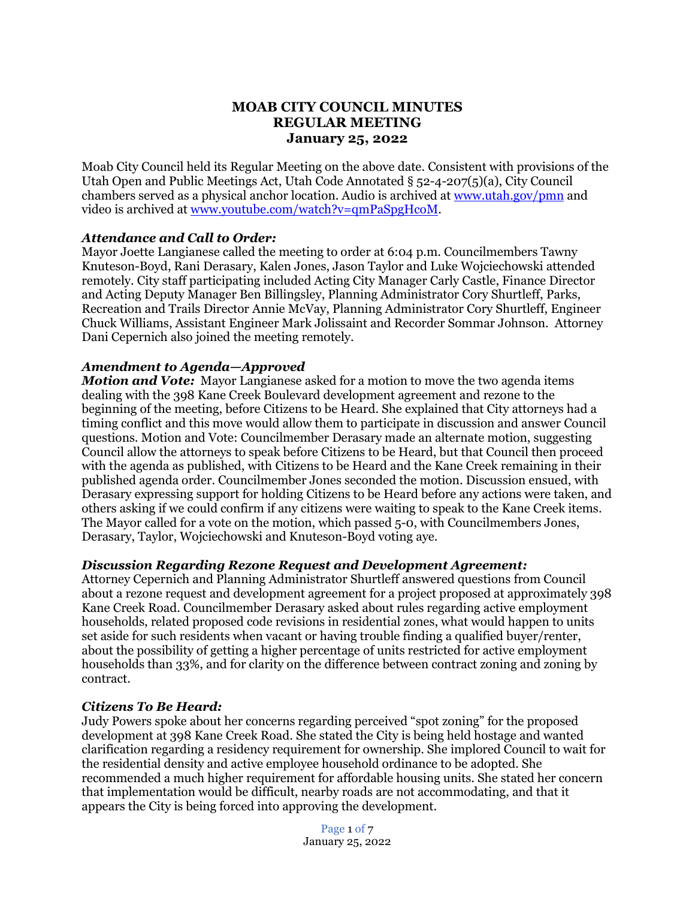# MOAB CITY COUNCIL MINUTES
## REGULAR MEETING
### January 25, 2022

Moab City Council held its Regular Meeting on the above date. Consistent with provisions of the Utah Open and Public Meetings Act, Utah Code Annotated § 52-4-207(5)(a), City Council chambers served as a physical anchor location. Audio is archived at www.utah.gov/pmn and video is archived at www.youtube.com/watch?v=qmPaSpgHcoM.

***Attendance and Call to Order:***
Mayor Joette Langianese called the meeting to order at 6:04 p.m. Councilmembers Tawny Knuteson-Boyd, Rani Derasary, Kalen Jones, Jason Taylor and Luke Wojciechowski attended remotely. City staff participating included Acting City Manager Carly Castle, Finance Director and Acting Deputy Manager Ben Billingsley, Planning Administrator Cory Shurtleff, Parks, Recreation and Trails Director Annie McVay, Planning Administrator Cory Shurtleff, Engineer Chuck Williams, Assistant Engineer Mark Jolissaint and Recorder Sommar Johnson. Attorney Dani Cepernich also joined the meeting remotely.

***Amendment to Agenda—Approved***
***Motion and Vote:*** Mayor Langianese asked for a motion to move the two agenda items dealing with the 398 Kane Creek Boulevard development agreement and rezone to the beginning of the meeting, before Citizens to be Heard. She explained that City attorneys had a timing conflict and this move would allow them to participate in discussion and answer Council questions. Motion and Vote: Councilmember Derasary made an alternate motion, suggesting Council allow the attorneys to speak before Citizens to be Heard, but that Council then proceed with the agenda as published, with Citizens to be Heard and the Kane Creek remaining in their published agenda order. Councilmember Jones seconded the motion. Discussion ensued, with Derasary expressing support for holding Citizens to be Heard before any actions were taken, and others asking if we could confirm if any citizens were waiting to speak to the Kane Creek items. The Mayor called for a vote on the motion, which passed 5-0, with Councilmembers Jones, Derasary, Taylor, Wojciechowski and Knuteson-Boyd voting aye.

***Discussion Regarding Rezone Request and Development Agreement:***
Attorney Cepernich and Planning Administrator Shurtleff answered questions from Council about a rezone request and development agreement for a project proposed at approximately 398 Kane Creek Road. Councilmember Derasary asked about rules regarding active employment households, related proposed code revisions in residential zones, what would happen to units set aside for such residents when vacant or having trouble finding a qualified buyer/renter, about the possibility of getting a higher percentage of units restricted for active employment households than 33%, and for clarity on the difference between contract zoning and zoning by contract.

***Citizens To Be Heard:***
Judy Powers spoke about her concerns regarding perceived "spot zoning" for the proposed development at 398 Kane Creek Road. She stated the City is being held hostage and wanted clarification regarding a residency requirement for ownership. She implored Council to wait for the residential density and active employee household ordinance to be adopted. She recommended a much higher requirement for affordable housing units. She stated her concern that implementation would be difficult, nearby roads are not accommodating, and that it appears the City is being forced into approving the development.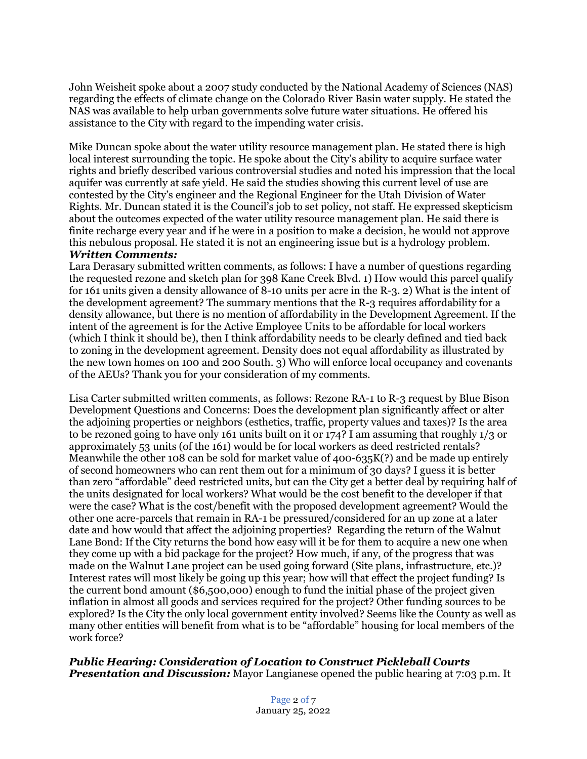John Weisheit spoke about a 2007 study conducted by the National Academy of Sciences (NAS) regarding the effects of climate change on the Colorado River Basin water supply. He stated the NAS was available to help urban governments solve future water situations. He offered his assistance to the City with regard to the impending water crisis.

Mike Duncan spoke about the water utility resource management plan. He stated there is high local interest surrounding the topic. He spoke about the City's ability to acquire surface water rights and briefly described various controversial studies and noted his impression that the local aquifer was currently at safe yield. He said the studies showing this current level of use are contested by the City's engineer and the Regional Engineer for the Utah Division of Water Rights. Mr. Duncan stated it is the Council's job to set policy, not staff. He expressed skepticism about the outcomes expected of the water utility resource management plan. He said there is finite recharge every year and if he were in a position to make a decision, he would not approve this nebulous proposal. He stated it is not an engineering issue but is a hydrology problem.

***Written Comments:***
Lara Derasary submitted written comments, as follows: I have a number of questions regarding the requested rezone and sketch plan for 398 Kane Creek Blvd. 1) How would this parcel qualify for 161 units given a density allowance of 8-10 units per acre in the R-3. 2) What is the intent of the development agreement? The summary mentions that the R-3 requires affordability for a density allowance, but there is no mention of affordability in the Development Agreement. If the intent of the agreement is for the Active Employee Units to be affordable for local workers (which I think it should be), then I think affordability needs to be clearly defined and tied back to zoning in the development agreement. Density does not equal affordability as illustrated by the new town homes on 100 and 200 South. 3) Who will enforce local occupancy and covenants of the AEUs? Thank you for your consideration of my comments.

Lisa Carter submitted written comments, as follows: Rezone RA-1 to R-3 request by Blue Bison Development Questions and Concerns: Does the development plan significantly affect or alter the adjoining properties or neighbors (esthetics, traffic, property values and taxes)? Is the area to be rezoned going to have only 161 units built on it or 174? I am assuming that roughly 1/3 or approximately 53 units (of the 161) would be for local workers as deed restricted rentals? Meanwhile the other 108 can be sold for market value of 400-635K(?) and be made up entirely of second homeowners who can rent them out for a minimum of 30 days? I guess it is better than zero "affordable" deed restricted units, but can the City get a better deal by requiring half of the units designated for local workers? What would be the cost benefit to the developer if that were the case? What is the cost/benefit with the proposed development agreement? Would the other one acre-parcels that remain in RA-1 be pressured/considered for an up zone at a later date and how would that affect the adjoining properties? Regarding the return of the Walnut Lane Bond: If the City returns the bond how easy will it be for them to acquire a new one when they come up with a bid package for the project? How much, if any, of the progress that was made on the Walnut Lane project can be used going forward (Site plans, infrastructure, etc.)? Interest rates will most likely be going up this year; how will that effect the project funding? Is the current bond amount ($6,500,000) enough to fund the initial phase of the project given inflation in almost all goods and services required for the project? Other funding sources to be explored? Is the City the only local government entity involved? Seems like the County as well as many other entities will benefit from what is to be "affordable" housing for local members of the work force?

***Public Hearing: Consideration of Location to Construct Pickleball Courts***
***Presentation and Discussion:*** Mayor Langianese opened the public hearing at 7:03 p.m. It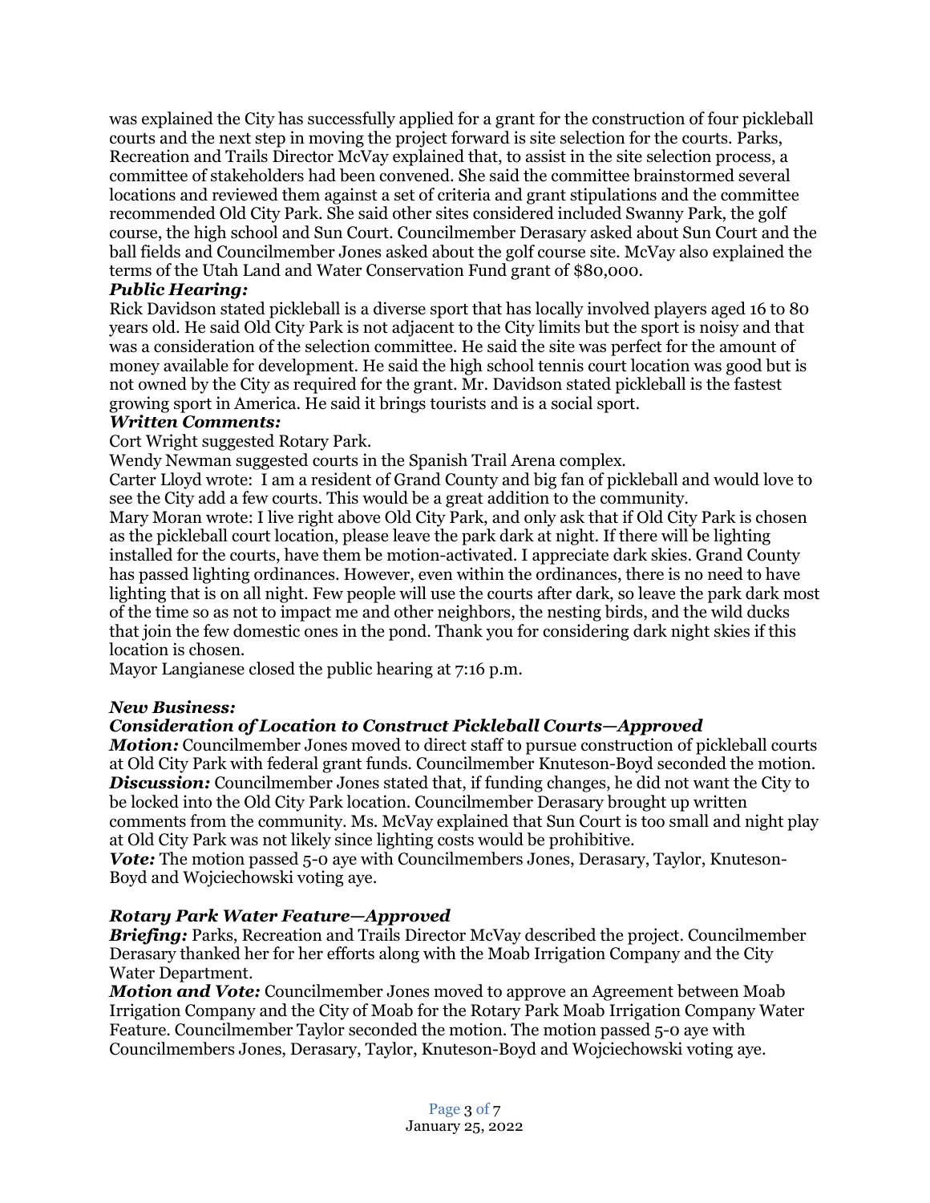was explained the City has successfully applied for a grant for the construction of four pickleball courts and the next step in moving the project forward is site selection for the courts. Parks, Recreation and Trails Director McVay explained that, to assist in the site selection process, a committee of stakeholders had been convened. She said the committee brainstormed several locations and reviewed them against a set of criteria and grant stipulations and the committee recommended Old City Park. She said other sites considered included Swanny Park, the golf course, the high school and Sun Court. Councilmember Derasary asked about Sun Court and the ball fields and Councilmember Jones asked about the golf course site. McVay also explained the terms of the Utah Land and Water Conservation Fund grant of $80,000.

***Public Hearing:***
Rick Davidson stated pickleball is a diverse sport that has locally involved players aged 16 to 80 years old. He said Old City Park is not adjacent to the City limits but the sport is noisy and that was a consideration of the selection committee. He said the site was perfect for the amount of money available for development. He said the high school tennis court location was good but is not owned by the City as required for the grant. Mr. Davidson stated pickleball is the fastest growing sport in America. He said it brings tourists and is a social sport.

***Written Comments:***
Cort Wright suggested Rotary Park.
Wendy Newman suggested courts in the Spanish Trail Arena complex.
Carter Lloyd wrote: I am a resident of Grand County and big fan of pickleball and would love to see the City add a few courts. This would be a great addition to the community.
Mary Moran wrote: I live right above Old City Park, and only ask that if Old City Park is chosen as the pickleball court location, please leave the park dark at night. If there will be lighting installed for the courts, have them be motion-activated. I appreciate dark skies. Grand County has passed lighting ordinances. However, even within the ordinances, there is no need to have lighting that is on all night. Few people will use the courts after dark, so leave the park dark most of the time so as not to impact me and other neighbors, the nesting birds, and the wild ducks that join the few domestic ones in the pond. Thank you for considering dark night skies if this location is chosen.
Mayor Langianese closed the public hearing at 7:16 p.m.

***New Business:***

***Consideration of Location to Construct Pickleball Courts—Approved***
***Motion:*** Councilmember Jones moved to direct staff to pursue construction of pickleball courts at Old City Park with federal grant funds. Councilmember Knuteson-Boyd seconded the motion.
***Discussion:*** Councilmember Jones stated that, if funding changes, he did not want the City to be locked into the Old City Park location. Councilmember Derasary brought up written comments from the community. Ms. McVay explained that Sun Court is too small and night play at Old City Park was not likely since lighting costs would be prohibitive.
***Vote:*** The motion passed 5-0 aye with Councilmembers Jones, Derasary, Taylor, Knuteson-Boyd and Wojciechowski voting aye.

***Rotary Park Water Feature—Approved***
***Briefing:*** Parks, Recreation and Trails Director McVay described the project. Councilmember Derasary thanked her for her efforts along with the Moab Irrigation Company and the City Water Department.
***Motion and Vote:*** Councilmember Jones moved to approve an Agreement between Moab Irrigation Company and the City of Moab for the Rotary Park Moab Irrigation Company Water Feature. Councilmember Taylor seconded the motion. The motion passed 5-0 aye with Councilmembers Jones, Derasary, Taylor, Knuteson-Boyd and Wojciechowski voting aye.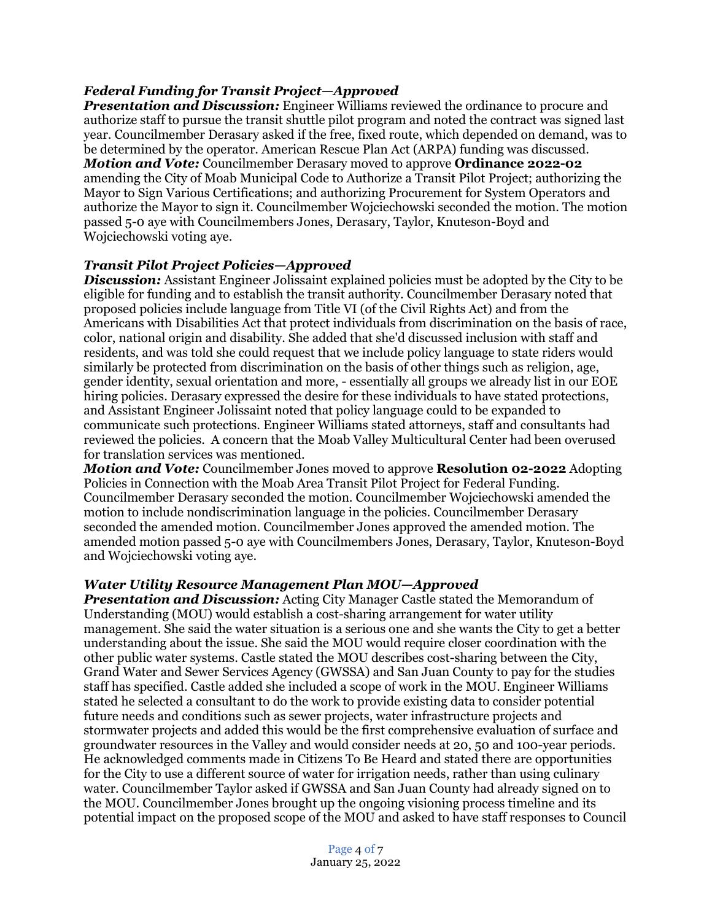### *Federal Funding for Transit Project—Approved*

***Presentation and Discussion:*** Engineer Williams reviewed the ordinance to procure and authorize staff to pursue the transit shuttle pilot program and noted the contract was signed last year. Councilmember Derasary asked if the free, fixed route, which depended on demand, was to be determined by the operator. American Rescue Plan Act (ARPA) funding was discussed.
***Motion and Vote:*** Councilmember Derasary moved to approve **Ordinance 2022-02** amending the City of Moab Municipal Code to Authorize a Transit Pilot Project; authorizing the Mayor to Sign Various Certifications; and authorizing Procurement for System Operators and authorize the Mayor to sign it. Councilmember Wojciechowski seconded the motion. The motion passed 5-0 aye with Councilmembers Jones, Derasary, Taylor, Knuteson-Boyd and Wojciechowski voting aye.

### *Transit Pilot Project Policies—Approved*

***Discussion:*** Assistant Engineer Jolissaint explained policies must be adopted by the City to be eligible for funding and to establish the transit authority. Councilmember Derasary noted that proposed policies include language from Title VI (of the Civil Rights Act) and from the Americans with Disabilities Act that protect individuals from discrimination on the basis of race, color, national origin and disability. She added that she'd discussed inclusion with staff and residents, and was told she could request that we include policy language to state riders would similarly be protected from discrimination on the basis of other things such as religion, age, gender identity, sexual orientation and more, - essentially all groups we already list in our EOE hiring policies. Derasary expressed the desire for these individuals to have stated protections, and Assistant Engineer Jolissaint noted that policy language could to be expanded to communicate such protections. Engineer Williams stated attorneys, staff and consultants had reviewed the policies. A concern that the Moab Valley Multicultural Center had been overused for translation services was mentioned.
***Motion and Vote:*** Councilmember Jones moved to approve **Resolution 02-2022** Adopting Policies in Connection with the Moab Area Transit Pilot Project for Federal Funding. Councilmember Derasary seconded the motion. Councilmember Wojciechowski amended the motion to include nondiscrimination language in the policies. Councilmember Derasary seconded the amended motion. Councilmember Jones approved the amended motion. The amended motion passed 5-0 aye with Councilmembers Jones, Derasary, Taylor, Knuteson-Boyd and Wojciechowski voting aye.

### *Water Utility Resource Management Plan MOU—Approved*

***Presentation and Discussion:*** Acting City Manager Castle stated the Memorandum of Understanding (MOU) would establish a cost-sharing arrangement for water utility management. She said the water situation is a serious one and she wants the City to get a better understanding about the issue. She said the MOU would require closer coordination with the other public water systems. Castle stated the MOU describes cost-sharing between the City, Grand Water and Sewer Services Agency (GWSSA) and San Juan County to pay for the studies staff has specified. Castle added she included a scope of work in the MOU. Engineer Williams stated he selected a consultant to do the work to provide existing data to consider potential future needs and conditions such as sewer projects, water infrastructure projects and stormwater projects and added this would be the first comprehensive evaluation of surface and groundwater resources in the Valley and would consider needs at 20, 50 and 100-year periods. He acknowledged comments made in Citizens To Be Heard and stated there are opportunities for the City to use a different source of water for irrigation needs, rather than using culinary water. Councilmember Taylor asked if GWSSA and San Juan County had already signed on to the MOU. Councilmember Jones brought up the ongoing visioning process timeline and its potential impact on the proposed scope of the MOU and asked to have staff responses to Council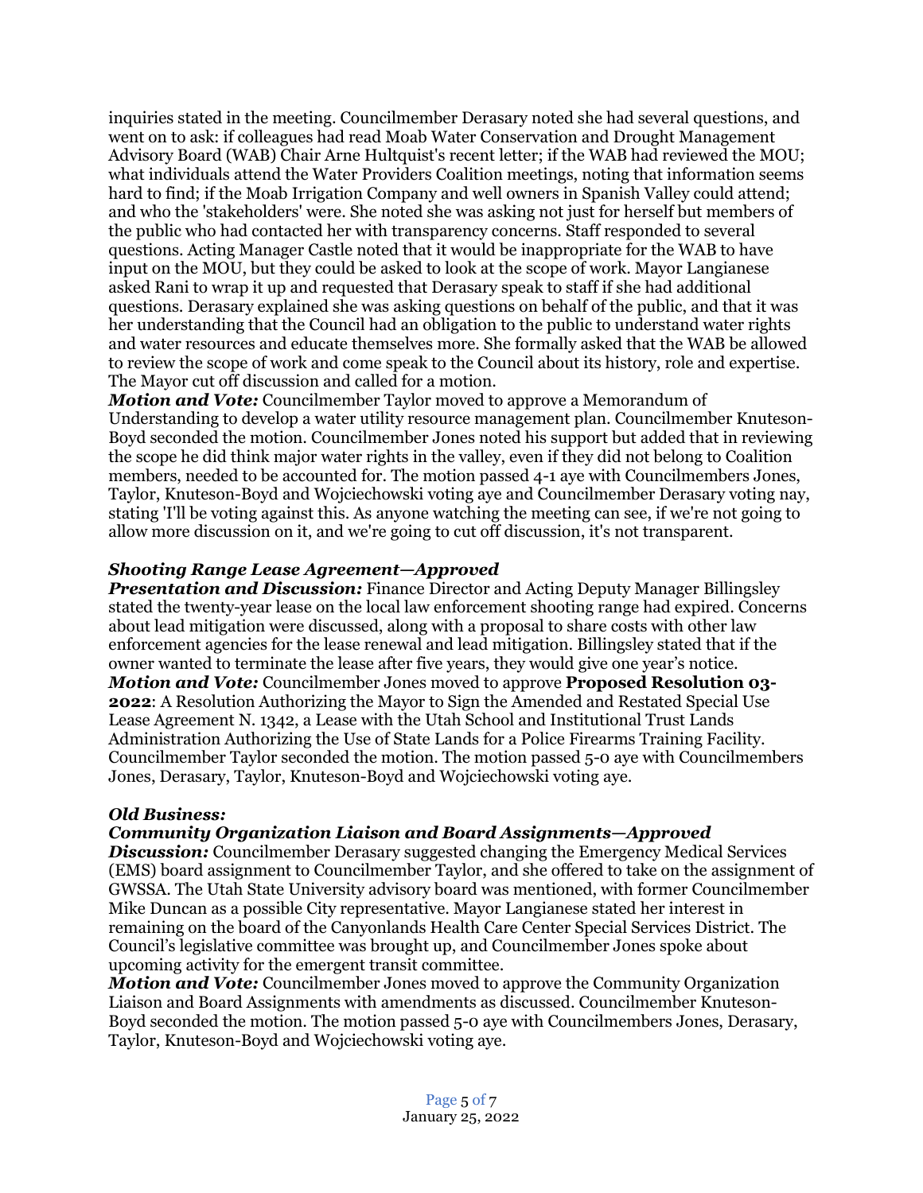inquiries stated in the meeting. Councilmember Derasary noted she had several questions, and went on to ask: if colleagues had read Moab Water Conservation and Drought Management Advisory Board (WAB) Chair Arne Hultquist's recent letter; if the WAB had reviewed the MOU; what individuals attend the Water Providers Coalition meetings, noting that information seems hard to find; if the Moab Irrigation Company and well owners in Spanish Valley could attend; and who the 'stakeholders' were. She noted she was asking not just for herself but members of the public who had contacted her with transparency concerns. Staff responded to several questions. Acting Manager Castle noted that it would be inappropriate for the WAB to have input on the MOU, but they could be asked to look at the scope of work. Mayor Langianese asked Rani to wrap it up and requested that Derasary speak to staff if she had additional questions. Derasary explained she was asking questions on behalf of the public, and that it was her understanding that the Council had an obligation to the public to understand water rights and water resources and educate themselves more. She formally asked that the WAB be allowed to review the scope of work and come speak to the Council about its history, role and expertise. The Mayor cut off discussion and called for a motion.

***Motion and Vote:*** Councilmember Taylor moved to approve a Memorandum of Understanding to develop a water utility resource management plan. Councilmember Knuteson-Boyd seconded the motion. Councilmember Jones noted his support but added that in reviewing the scope he did think major water rights in the valley, even if they did not belong to Coalition members, needed to be accounted for. The motion passed 4-1 aye with Councilmembers Jones, Taylor, Knuteson-Boyd and Wojciechowski voting aye and Councilmember Derasary voting nay, stating 'I'll be voting against this. As anyone watching the meeting can see, if we're not going to allow more discussion on it, and we're going to cut off discussion, it's not transparent.

### *Shooting Range Lease Agreement—Approved*

***Presentation and Discussion:*** Finance Director and Acting Deputy Manager Billingsley stated the twenty-year lease on the local law enforcement shooting range had expired. Concerns about lead mitigation were discussed, along with a proposal to share costs with other law enforcement agencies for the lease renewal and lead mitigation. Billingsley stated that if the owner wanted to terminate the lease after five years, they would give one year's notice.

***Motion and Vote:*** Councilmember Jones moved to approve **Proposed Resolution 03-2022**: A Resolution Authorizing the Mayor to Sign the Amended and Restated Special Use Lease Agreement N. 1342, a Lease with the Utah School and Institutional Trust Lands Administration Authorizing the Use of State Lands for a Police Firearms Training Facility. Councilmember Taylor seconded the motion. The motion passed 5-0 aye with Councilmembers Jones, Derasary, Taylor, Knuteson-Boyd and Wojciechowski voting aye.

### *Old Business:*

### *Community Organization Liaison and Board Assignments—Approved*

***Discussion:*** Councilmember Derasary suggested changing the Emergency Medical Services (EMS) board assignment to Councilmember Taylor, and she offered to take on the assignment of GWSSA. The Utah State University advisory board was mentioned, with former Councilmember Mike Duncan as a possible City representative. Mayor Langianese stated her interest in remaining on the board of the Canyonlands Health Care Center Special Services District. The Council's legislative committee was brought up, and Councilmember Jones spoke about upcoming activity for the emergent transit committee.

***Motion and Vote:*** Councilmember Jones moved to approve the Community Organization Liaison and Board Assignments with amendments as discussed. Councilmember Knuteson-Boyd seconded the motion. The motion passed 5-0 aye with Councilmembers Jones, Derasary, Taylor, Knuteson-Boyd and Wojciechowski voting aye.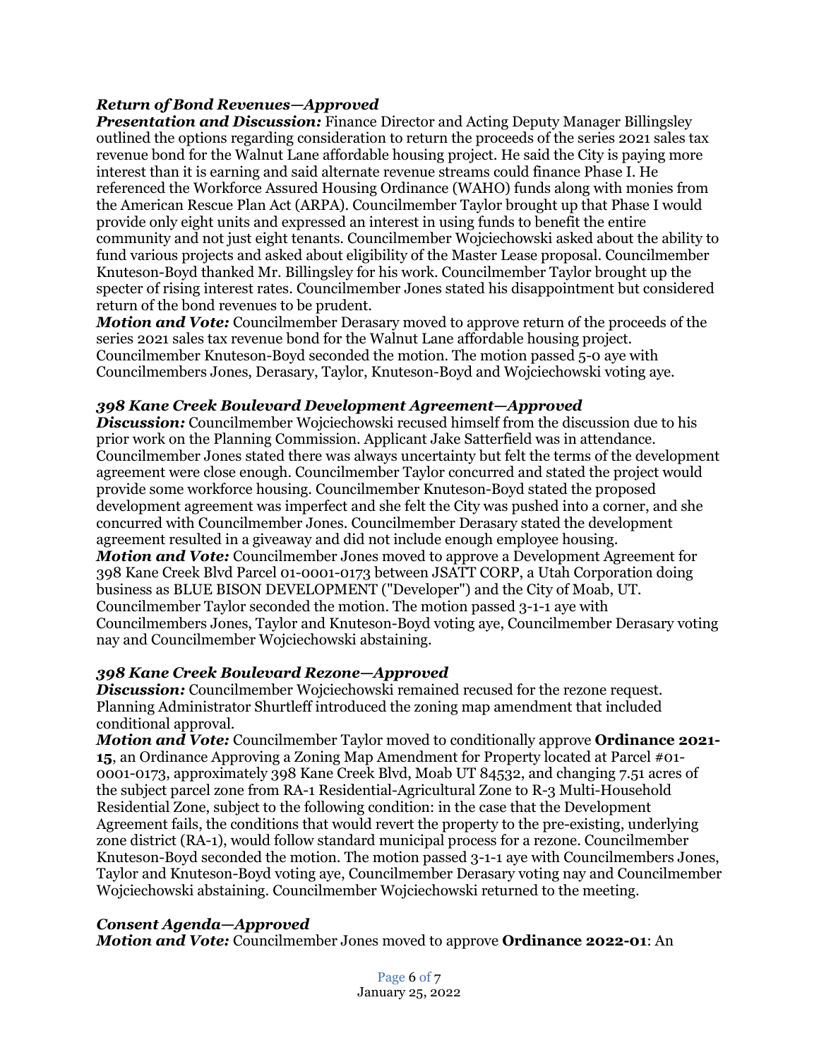### *Return of Bond Revenues—Approved*

***Presentation and Discussion:*** Finance Director and Acting Deputy Manager Billingsley outlined the options regarding consideration to return the proceeds of the series 2021 sales tax revenue bond for the Walnut Lane affordable housing project. He said the City is paying more interest than it is earning and said alternate revenue streams could finance Phase I. He referenced the Workforce Assured Housing Ordinance (WAHO) funds along with monies from the American Rescue Plan Act (ARPA). Councilmember Taylor brought up that Phase I would provide only eight units and expressed an interest in using funds to benefit the entire community and not just eight tenants. Councilmember Wojciechowski asked about the ability to fund various projects and asked about eligibility of the Master Lease proposal. Councilmember Knuteson-Boyd thanked Mr. Billingsley for his work. Councilmember Taylor brought up the specter of rising interest rates. Councilmember Jones stated his disappointment but considered return of the bond revenues to be prudent.

***Motion and Vote:*** Councilmember Derasary moved to approve return of the proceeds of the series 2021 sales tax revenue bond for the Walnut Lane affordable housing project. Councilmember Knuteson-Boyd seconded the motion. The motion passed 5-0 aye with Councilmembers Jones, Derasary, Taylor, Knuteson-Boyd and Wojciechowski voting aye.

### *398 Kane Creek Boulevard Development Agreement—Approved*

***Discussion:*** Councilmember Wojciechowski recused himself from the discussion due to his prior work on the Planning Commission. Applicant Jake Satterfield was in attendance. Councilmember Jones stated there was always uncertainty but felt the terms of the development agreement were close enough. Councilmember Taylor concurred and stated the project would provide some workforce housing. Councilmember Knuteson-Boyd stated the proposed development agreement was imperfect and she felt the City was pushed into a corner, and she concurred with Councilmember Jones. Councilmember Derasary stated the development agreement resulted in a giveaway and did not include enough employee housing.

***Motion and Vote:*** Councilmember Jones moved to approve a Development Agreement for 398 Kane Creek Blvd Parcel 01-0001-0173 between JSATT CORP, a Utah Corporation doing business as BLUE BISON DEVELOPMENT ("Developer") and the City of Moab, UT. Councilmember Taylor seconded the motion. The motion passed 3-1-1 aye with Councilmembers Jones, Taylor and Knuteson-Boyd voting aye, Councilmember Derasary voting nay and Councilmember Wojciechowski abstaining.

### *398 Kane Creek Boulevard Rezone—Approved*

***Discussion:*** Councilmember Wojciechowski remained recused for the rezone request. Planning Administrator Shurtleff introduced the zoning map amendment that included conditional approval.

***Motion and Vote:*** Councilmember Taylor moved to conditionally approve **Ordinance 2021-15**, an Ordinance Approving a Zoning Map Amendment for Property located at Parcel #01-0001-0173, approximately 398 Kane Creek Blvd, Moab UT 84532, and changing 7.51 acres of the subject parcel zone from RA-1 Residential-Agricultural Zone to R-3 Multi-Household Residential Zone, subject to the following condition: in the case that the Development Agreement fails, the conditions that would revert the property to the pre-existing, underlying zone district (RA-1), would follow standard municipal process for a rezone. Councilmember Knuteson-Boyd seconded the motion. The motion passed 3-1-1 aye with Councilmembers Jones, Taylor and Knuteson-Boyd voting aye, Councilmember Derasary voting nay and Councilmember Wojciechowski abstaining. Councilmember Wojciechowski returned to the meeting.

### *Consent Agenda—Approved*

***Motion and Vote:*** Councilmember Jones moved to approve **Ordinance 2022-01**: An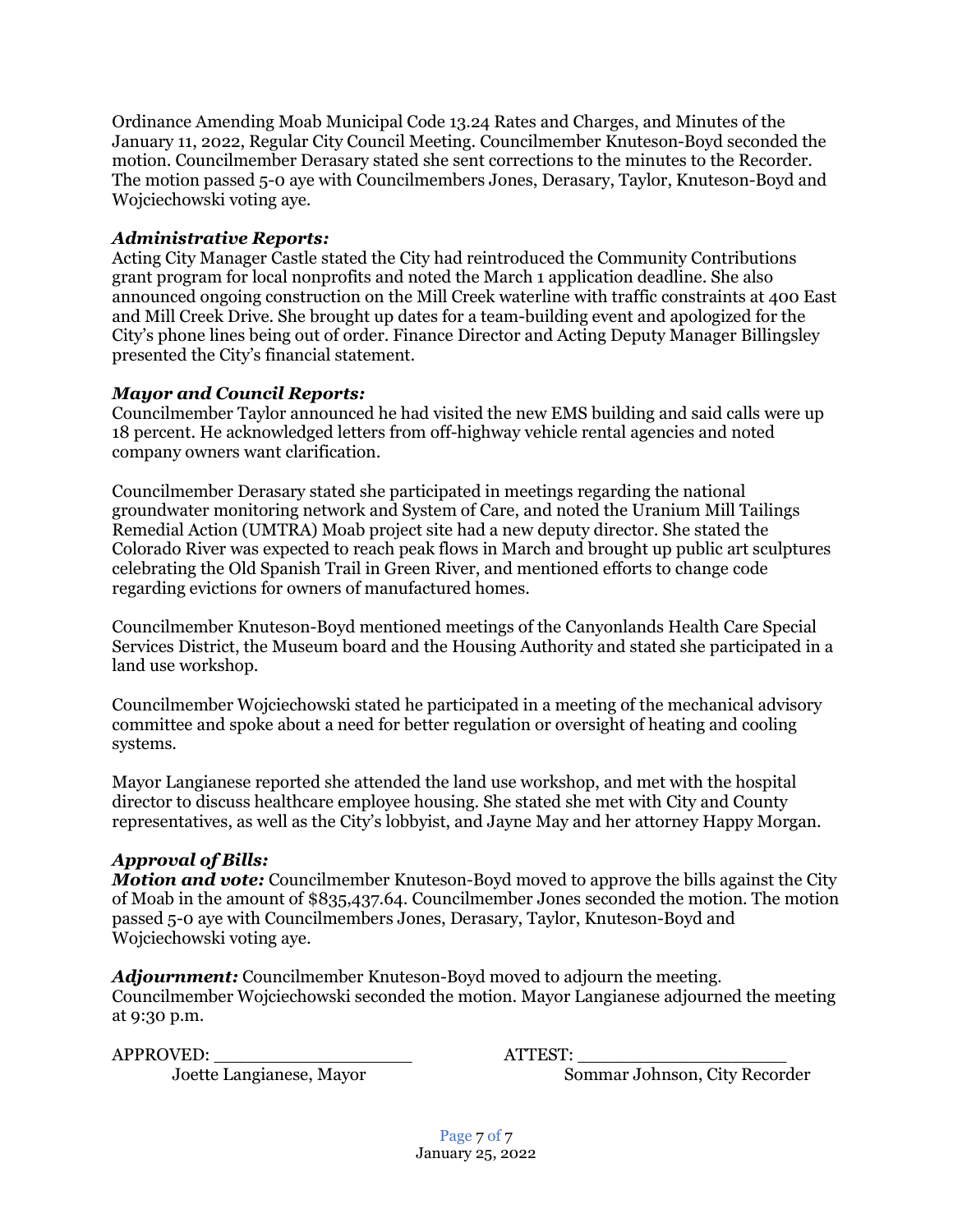Ordinance Amending Moab Municipal Code 13.24 Rates and Charges, and Minutes of the January 11, 2022, Regular City Council Meeting. Councilmember Knuteson-Boyd seconded the motion. Councilmember Derasary stated she sent corrections to the minutes to the Recorder. The motion passed 5-0 aye with Councilmembers Jones, Derasary, Taylor, Knuteson-Boyd and Wojciechowski voting aye.

***Administrative Reports:***
Acting City Manager Castle stated the City had reintroduced the Community Contributions grant program for local nonprofits and noted the March 1 application deadline. She also announced ongoing construction on the Mill Creek waterline with traffic constraints at 400 East and Mill Creek Drive. She brought up dates for a team-building event and apologized for the City's phone lines being out of order. Finance Director and Acting Deputy Manager Billingsley presented the City's financial statement.

***Mayor and Council Reports:***
Councilmember Taylor announced he had visited the new EMS building and said calls were up 18 percent. He acknowledged letters from off-highway vehicle rental agencies and noted company owners want clarification.

Councilmember Derasary stated she participated in meetings regarding the national groundwater monitoring network and System of Care, and noted the Uranium Mill Tailings Remedial Action (UMTRA) Moab project site had a new deputy director. She stated the Colorado River was expected to reach peak flows in March and brought up public art sculptures celebrating the Old Spanish Trail in Green River, and mentioned efforts to change code regarding evictions for owners of manufactured homes.

Councilmember Knuteson-Boyd mentioned meetings of the Canyonlands Health Care Special Services District, the Museum board and the Housing Authority and stated she participated in a land use workshop.

Councilmember Wojciechowski stated he participated in a meeting of the mechanical advisory committee and spoke about a need for better regulation or oversight of heating and cooling systems.

Mayor Langianese reported she attended the land use workshop, and met with the hospital director to discuss healthcare employee housing. She stated she met with City and County representatives, as well as the City's lobbyist, and Jayne May and her attorney Happy Morgan.

***Approval of Bills:***
***Motion and vote:*** Councilmember Knuteson-Boyd moved to approve the bills against the City of Moab in the amount of $835,437.64. Councilmember Jones seconded the motion. The motion passed 5-0 aye with Councilmembers Jones, Derasary, Taylor, Knuteson-Boyd and Wojciechowski voting aye.

***Adjournment:*** Councilmember Knuteson-Boyd moved to adjourn the meeting. Councilmember Wojciechowski seconded the motion. Mayor Langianese adjourned the meeting at 9:30 p.m.

APPROVED: ___________________ 
Joette Langianese, Mayor

ATTEST: ____________________ 
Sommar Johnson, City Recorder

January 25, 2022